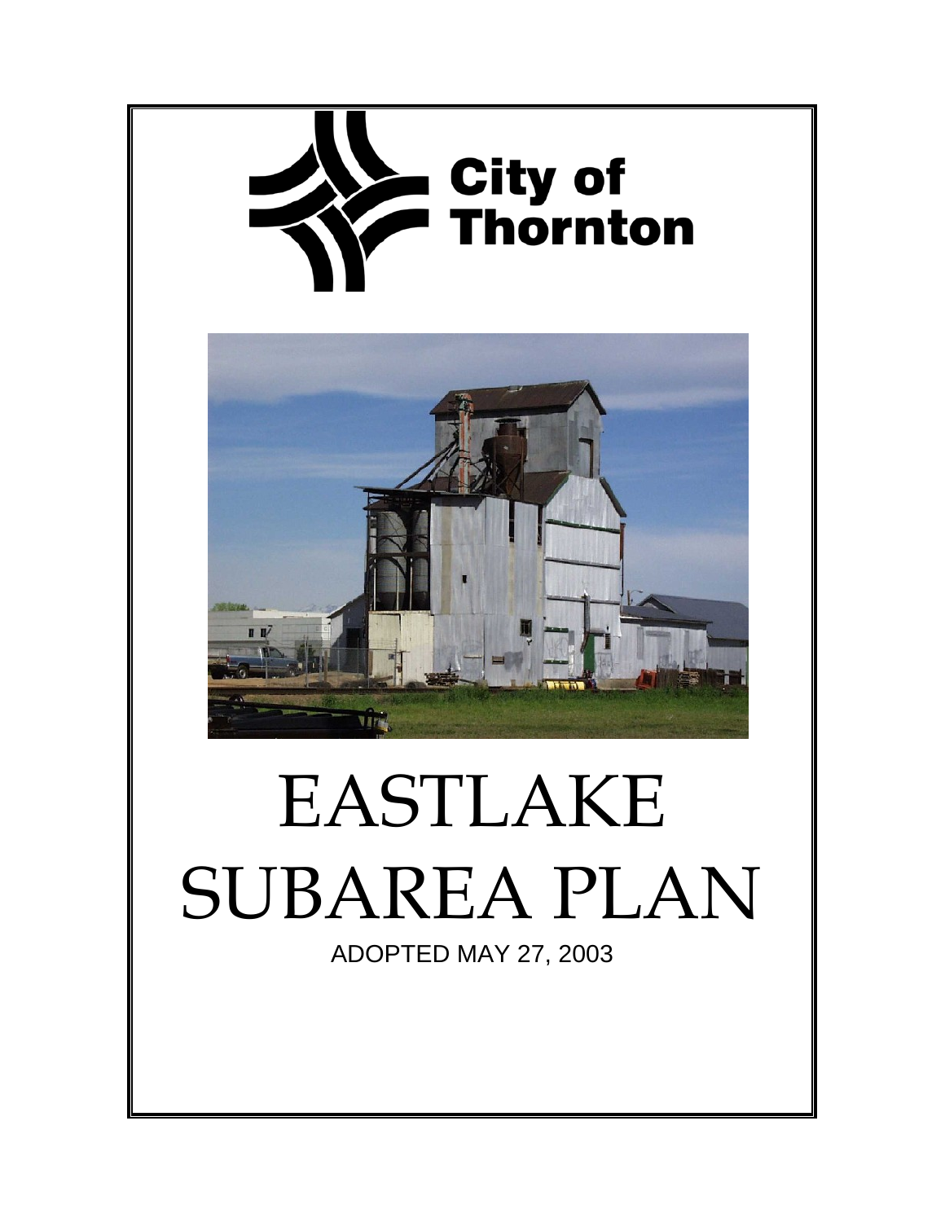City of Thornton

# EASTLAKE SUBAREA PLAN

ADOPTED MAY 27, 2003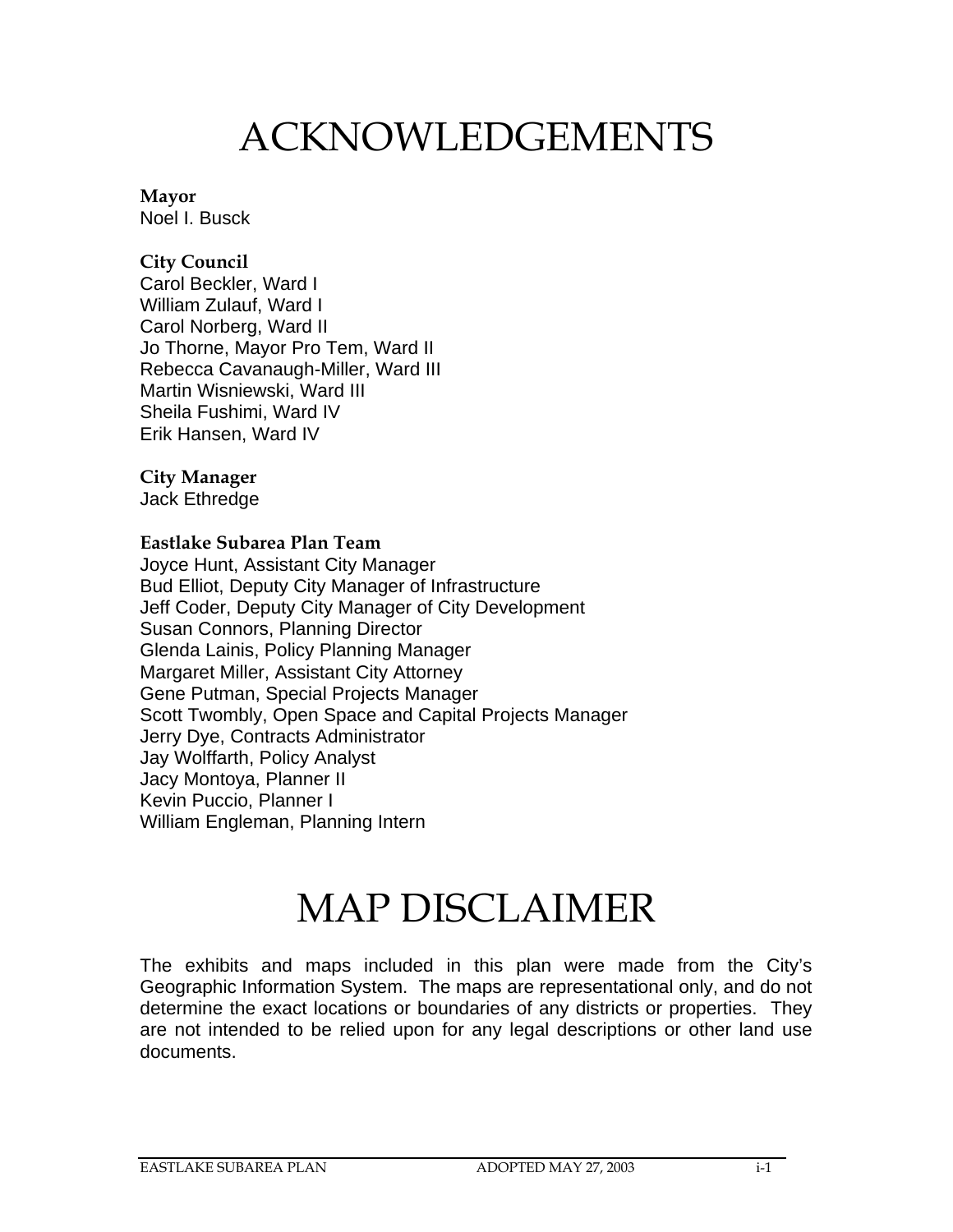# ACKNOWLEDGEMENTS

**Mayor**
Noel I. Busck

**City Council**
Carol Beckler, Ward I
William Zulauf, Ward I
Carol Norberg, Ward II
Jo Thorne, Mayor Pro Tem, Ward II
Rebecca Cavanaugh-Miller, Ward III
Martin Wisniewski, Ward III
Sheila Fushimi, Ward IV
Erik Hansen, Ward IV

**City Manager**
Jack Ethredge

**Eastlake Subarea Plan Team**
Joyce Hunt, Assistant City Manager
Bud Elliot, Deputy City Manager of Infrastructure
Jeff Coder, Deputy City Manager of City Development
Susan Connors, Planning Director
Glenda Lainis, Policy Planning Manager
Margaret Miller, Assistant City Attorney
Gene Putman, Special Projects Manager
Scott Twombly, Open Space and Capital Projects Manager
Jerry Dye, Contracts Administrator
Jay Wolffarth, Policy Analyst
Jacy Montoya, Planner II
Kevin Puccio, Planner I
William Engleman, Planning Intern

# MAP DISCLAIMER

The exhibits and maps included in this plan were made from the City's Geographic Information System. The maps are representational only, and do not determine the exact locations or boundaries of any districts or properties. They are not intended to be relied upon for any legal descriptions or other land use documents.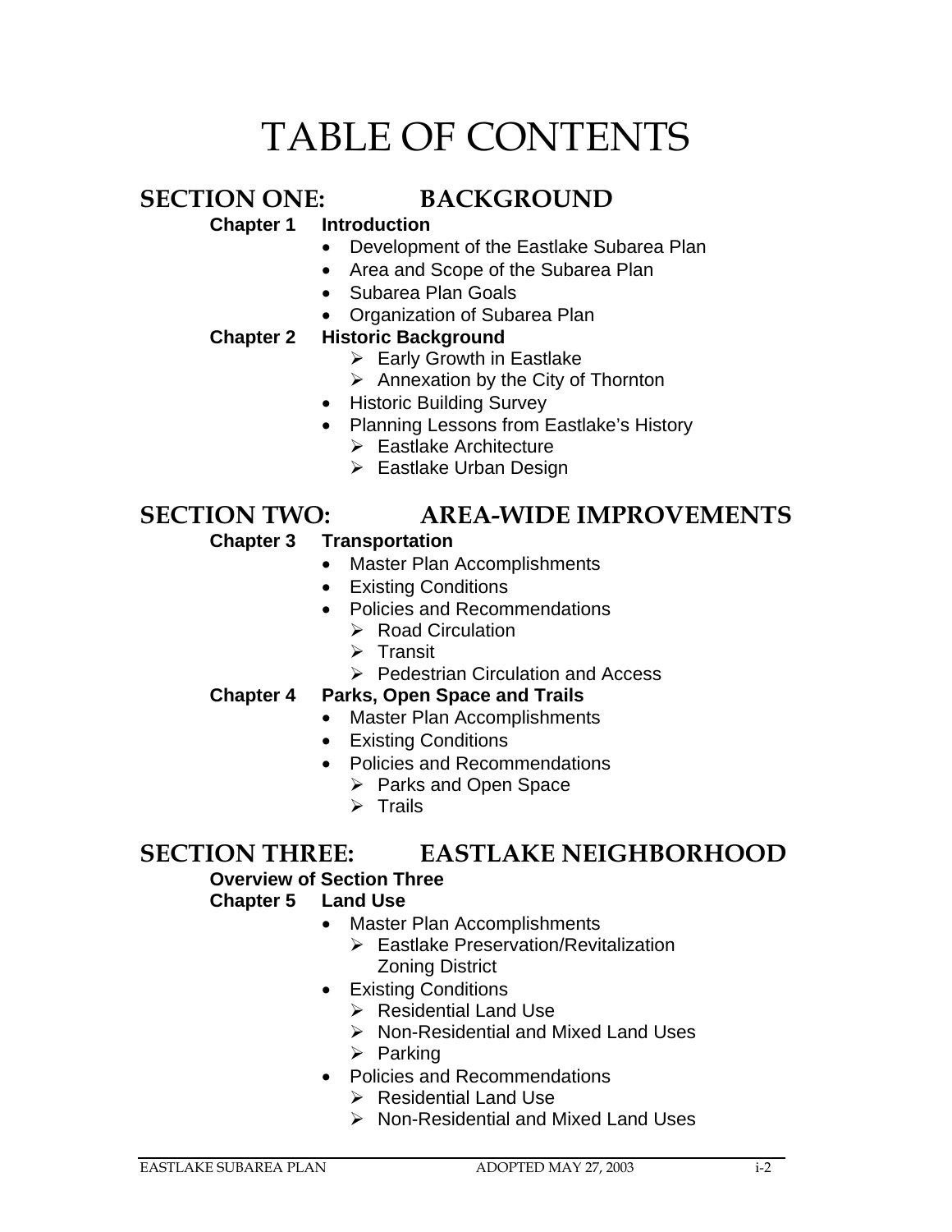# TABLE OF CONTENTS

## SECTION ONE: BACKGROUND

**Chapter 1 Introduction**

- Development of the Eastlake Subarea Plan
- Area and Scope of the Subarea Plan
- Subarea Plan Goals
- Organization of Subarea Plan

**Chapter 2 Historic Background**

  - Early Growth in Eastlake
  - Annexation by the City of Thornton
- Historic Building Survey
- Planning Lessons from Eastlake's History
  - Eastlake Architecture
  - Eastlake Urban Design

## SECTION TWO: AREA-WIDE IMPROVEMENTS

**Chapter 3 Transportation**

- Master Plan Accomplishments
- Existing Conditions
- Policies and Recommendations
  - Road Circulation
  - Transit
  - Pedestrian Circulation and Access

**Chapter 4 Parks, Open Space and Trails**

- Master Plan Accomplishments
- Existing Conditions
- Policies and Recommendations
  - Parks and Open Space
  - Trails

## SECTION THREE: EASTLAKE NEIGHBORHOOD

**Overview of Section Three**

**Chapter 5 Land Use**

- Master Plan Accomplishments
  - Eastlake Preservation/Revitalization Zoning District
- Existing Conditions
  - Residential Land Use
  - Non-Residential and Mixed Land Uses
  - Parking
- Policies and Recommendations
  - Residential Land Use
  - Non-Residential and Mixed Land Uses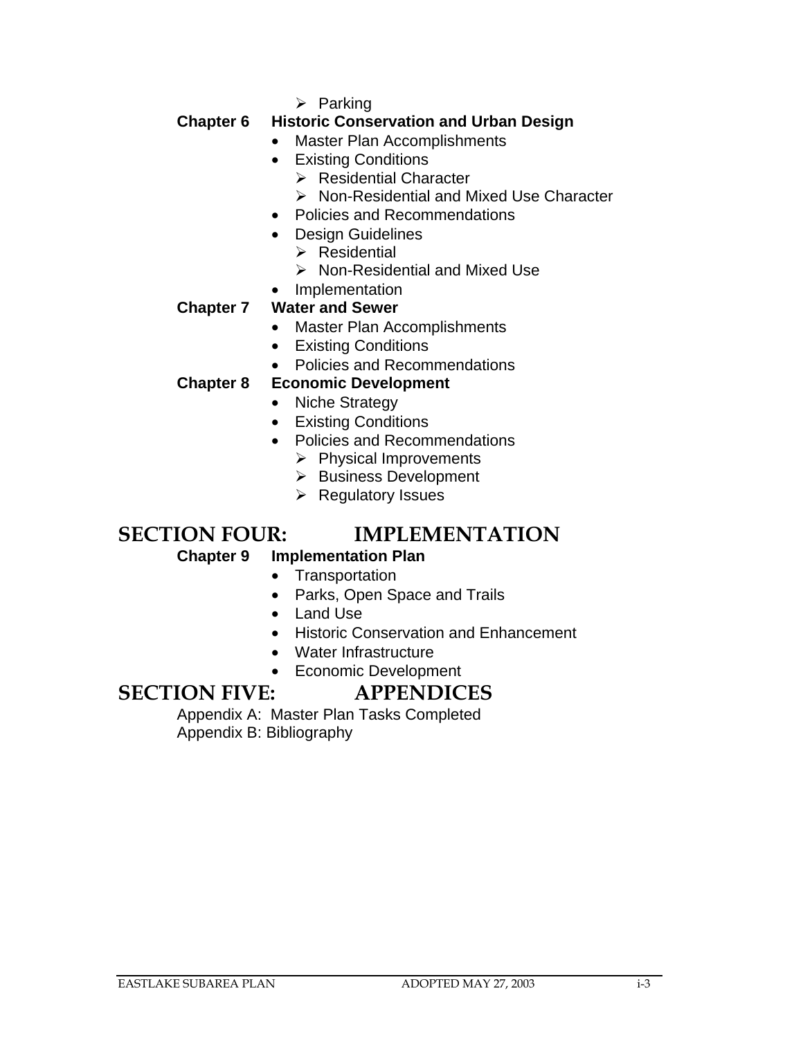- Parking

**Chapter 6 Historic Conservation and Urban Design**

- Master Plan Accomplishments
- Existing Conditions
  - Residential Character
  - Non-Residential and Mixed Use Character
- Policies and Recommendations
- Design Guidelines
  - Residential
  - Non-Residential and Mixed Use
- Implementation

**Chapter 7 Water and Sewer**

- Master Plan Accomplishments
- Existing Conditions
- Policies and Recommendations

**Chapter 8 Economic Development**

- Niche Strategy
- Existing Conditions
- Policies and Recommendations
  - Physical Improvements
  - Business Development
  - Regulatory Issues

# SECTION FOUR: IMPLEMENTATION

**Chapter 9 Implementation Plan**

- Transportation
- Parks, Open Space and Trails
- Land Use
- Historic Conservation and Enhancement
- Water Infrastructure
- Economic Development

# SECTION FIVE: APPENDICES

Appendix A: Master Plan Tasks Completed

Appendix B: Bibliography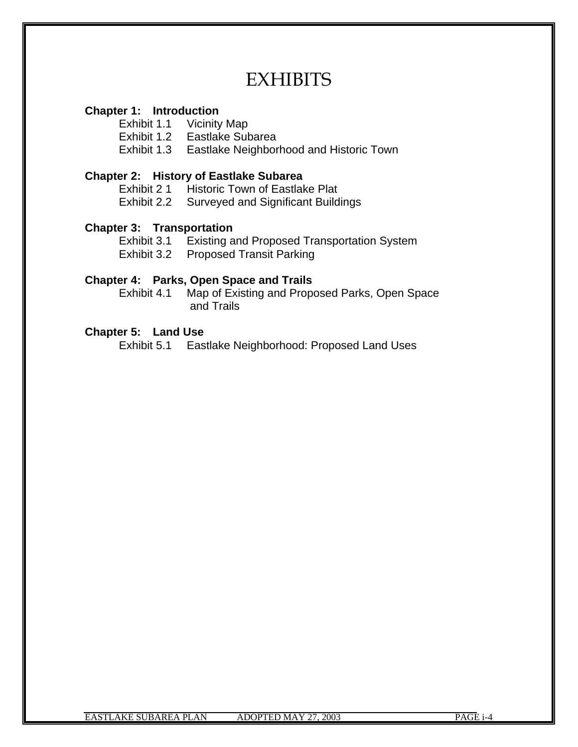# EXHIBITS

**Chapter 1: Introduction**

- Exhibit 1.1 Vicinity Map
- Exhibit 1.2 Eastlake Subarea
- Exhibit 1.3 Eastlake Neighborhood and Historic Town

**Chapter 2: History of Eastlake Subarea**

- Exhibit 2 1 Historic Town of Eastlake Plat
- Exhibit 2.2 Surveyed and Significant Buildings

**Chapter 3: Transportation**

- Exhibit 3.1 Existing and Proposed Transportation System
- Exhibit 3.2 Proposed Transit Parking

**Chapter 4: Parks, Open Space and Trails**

- Exhibit 4.1 Map of Existing and Proposed Parks, Open Space and Trails

**Chapter 5: Land Use**

- Exhibit 5.1 Eastlake Neighborhood: Proposed Land Uses